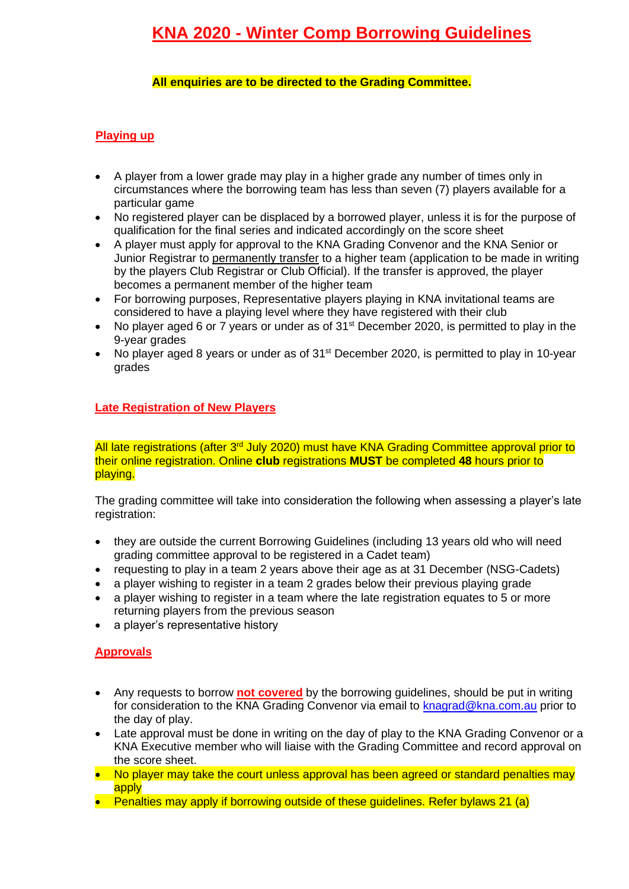# KNA 2020 - Winter Comp Borrowing Guidelines

**All enquiries are to be directed to the Grading Committee.**

## Playing up

- A player from a lower grade may play in a higher grade any number of times only in circumstances where the borrowing team has less than seven (7) players available for a particular game
- No registered player can be displaced by a borrowed player, unless it is for the purpose of qualification for the final series and indicated accordingly on the score sheet
- A player must apply for approval to the KNA Grading Convenor and the KNA Senior or Junior Registrar to permanently transfer to a higher team (application to be made in writing by the players Club Registrar or Club Official). If the transfer is approved, the player becomes a permanent member of the higher team
- For borrowing purposes, Representative players playing in KNA invitational teams are considered to have a playing level where they have registered with their club
- No player aged 6 or 7 years or under as of 31st December 2020, is permitted to play in the 9-year grades
- No player aged 8 years or under as of 31st December 2020, is permitted to play in 10-year grades

## Late Registration of New Players

All late registrations (after 3rd July 2020) must have KNA Grading Committee approval prior to their online registration. Online **club** registrations **MUST** be completed **48** hours prior to playing.

The grading committee will take into consideration the following when assessing a player's late registration:

- they are outside the current Borrowing Guidelines (including 13 years old who will need grading committee approval to be registered in a Cadet team)
- requesting to play in a team 2 years above their age as at 31 December (NSG-Cadets)
- a player wishing to register in a team 2 grades below their previous playing grade
- a player wishing to register in a team where the late registration equates to 5 or more returning players from the previous season
- a player's representative history

## Approvals

- Any requests to borrow **not covered** by the borrowing guidelines, should be put in writing for consideration to the KNA Grading Convenor via email to knagrad@kna.com.au prior to the day of play.
- Late approval must be done in writing on the day of play to the KNA Grading Convenor or a KNA Executive member who will liaise with the Grading Committee and record approval on the score sheet.
- No player may take the court unless approval has been agreed or standard penalties may apply
- Penalties may apply if borrowing outside of these guidelines. Refer bylaws 21 (a)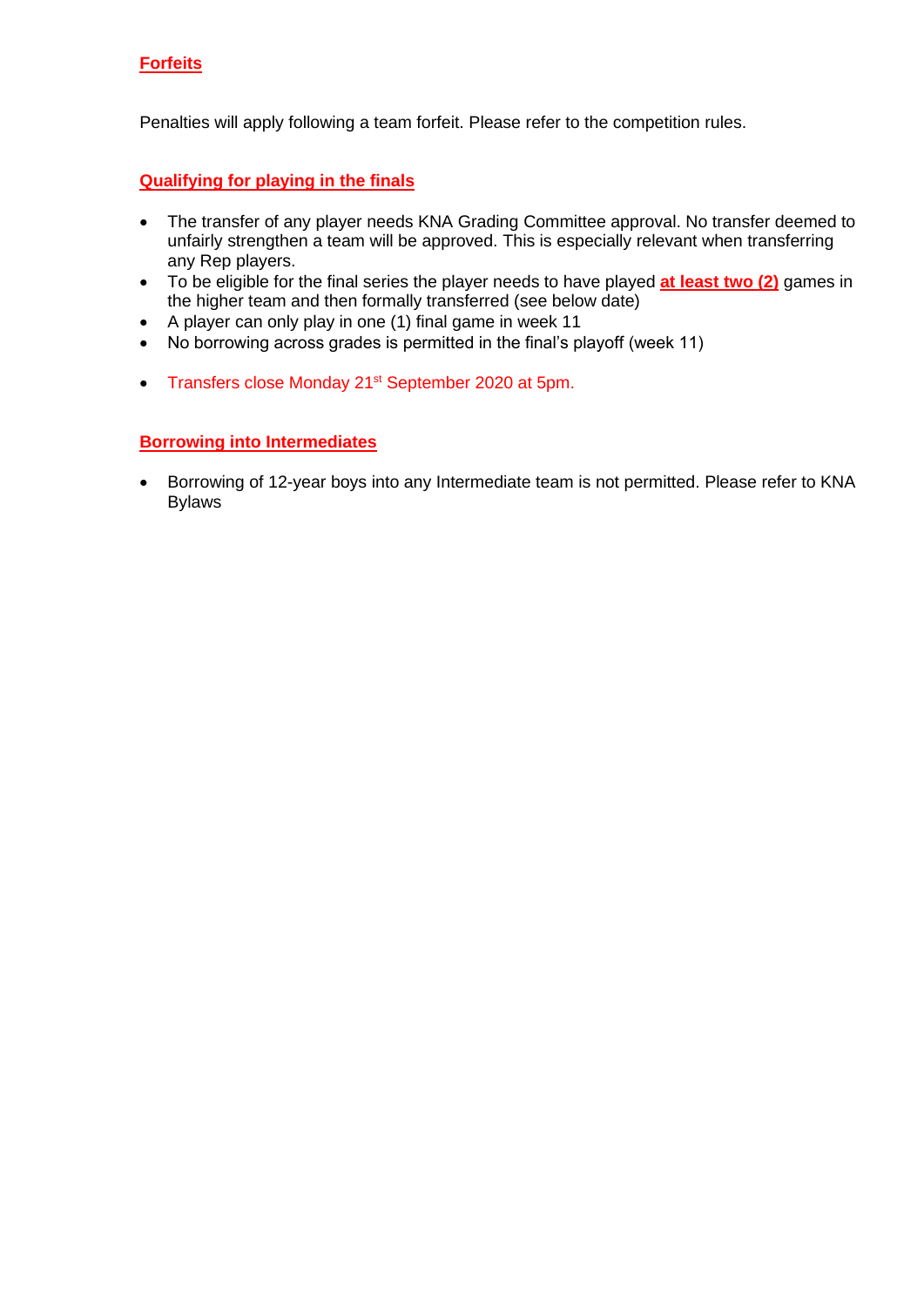## Forfeits

Penalties will apply following a team forfeit. Please refer to the competition rules.

## Qualifying for playing in the finals

- The transfer of any player needs KNA Grading Committee approval. No transfer deemed to unfairly strengthen a team will be approved. This is especially relevant when transferring any Rep players.
- To be eligible for the final series the player needs to have played **at least two (2)** games in the higher team and then formally transferred (see below date)
- A player can only play in one (1) final game in week 11
- No borrowing across grades is permitted in the final's playoff (week 11)
- Transfers close Monday 21st September 2020 at 5pm.

## Borrowing into Intermediates

- Borrowing of 12-year boys into any Intermediate team is not permitted. Please refer to KNA Bylaws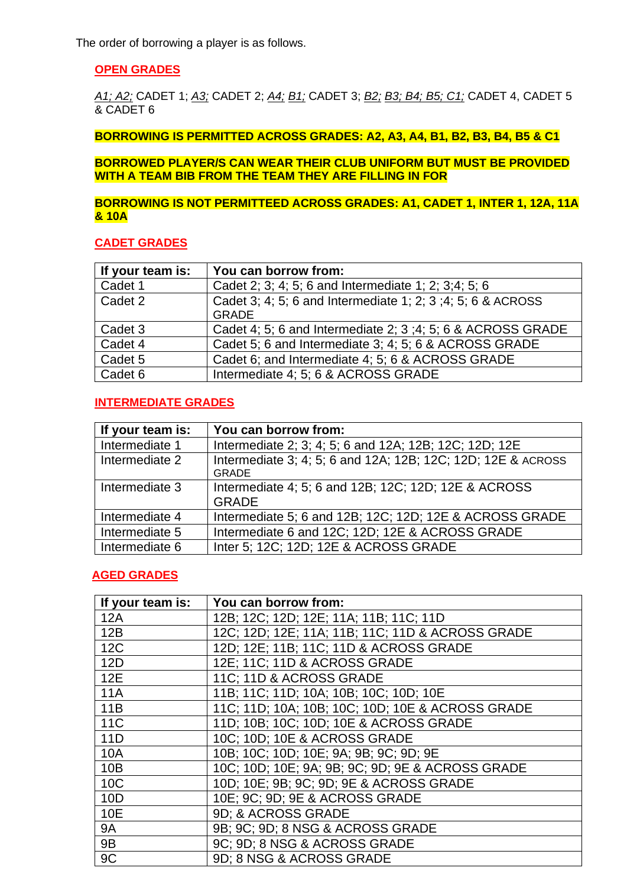The order of borrowing a player is as follows.

## OPEN GRADES

*A1; A2;* CADET 1; *A3;* CADET 2; *A4; B1;* CADET 3; *B2; B3; B4; B5; C1;* CADET 4, CADET 5 & CADET 6

**BORROWING IS PERMITTED ACROSS GRADES: A2, A3, A4, B1, B2, B3, B4, B5 & C1**

**BORROWED PLAYER/S CAN WEAR THEIR CLUB UNIFORM BUT MUST BE PROVIDED WITH A TEAM BIB FROM THE TEAM THEY ARE FILLING IN FOR**

**BORROWING IS NOT PERMITTEED ACROSS GRADES: A1, CADET 1, INTER 1, 12A, 11A & 10A**

## CADET GRADES

| If your team is: | You can borrow from: |
|---|---|
| Cadet 1 | Cadet 2; 3; 4; 5; 6 and Intermediate 1; 2; 3;4; 5; 6 |
| Cadet 2 | Cadet 3; 4; 5; 6 and Intermediate 1; 2; 3 ;4; 5; 6 & ACROSS GRADE |
| Cadet 3 | Cadet 4; 5; 6 and Intermediate 2; 3 ;4; 5; 6 & ACROSS GRADE |
| Cadet 4 | Cadet 5; 6 and Intermediate 3; 4; 5; 6 & ACROSS GRADE |
| Cadet 5 | Cadet 6; and Intermediate 4; 5; 6 & ACROSS GRADE |
| Cadet 6 | Intermediate 4; 5; 6 & ACROSS GRADE |

## INTERMEDIATE GRADES

| If your team is: | You can borrow from: |
|---|---|
| Intermediate 1 | Intermediate 2; 3; 4; 5; 6 and 12A; 12B; 12C; 12D; 12E |
| Intermediate 2 | Intermediate 3; 4; 5; 6 and 12A; 12B; 12C; 12D; 12E & ACROSS GRADE |
| Intermediate 3 | Intermediate 4; 5; 6 and 12B; 12C; 12D; 12E & ACROSS GRADE |
| Intermediate 4 | Intermediate 5; 6 and 12B; 12C; 12D; 12E & ACROSS GRADE |
| Intermediate 5 | Intermediate 6 and 12C; 12D; 12E & ACROSS GRADE |
| Intermediate 6 | Inter 5; 12C; 12D; 12E & ACROSS GRADE |

## AGED GRADES

| If your team is: | You can borrow from: |
|---|---|
| 12A | 12B; 12C; 12D; 12E; 11A; 11B; 11C; 11D |
| 12B | 12C; 12D; 12E; 11A; 11B; 11C; 11D & ACROSS GRADE |
| 12C | 12D; 12E; 11B; 11C; 11D & ACROSS GRADE |
| 12D | 12E; 11C; 11D & ACROSS GRADE |
| 12E | 11C; 11D & ACROSS GRADE |
| 11A | 11B; 11C; 11D; 10A; 10B; 10C; 10D; 10E |
| 11B | 11C; 11D; 10A; 10B; 10C; 10D; 10E & ACROSS GRADE |
| 11C | 11D; 10B; 10C; 10D; 10E & ACROSS GRADE |
| 11D | 10C; 10D; 10E & ACROSS GRADE |
| 10A | 10B; 10C; 10D; 10E; 9A; 9B; 9C; 9D; 9E |
| 10B | 10C; 10D; 10E; 9A; 9B; 9C; 9D; 9E & ACROSS GRADE |
| 10C | 10D; 10E; 9B; 9C; 9D; 9E & ACROSS GRADE |
| 10D | 10E; 9C; 9D; 9E & ACROSS GRADE |
| 10E | 9D; & ACROSS GRADE |
| 9A | 9B; 9C; 9D; 8 NSG & ACROSS GRADE |
| 9B | 9C; 9D; 8 NSG & ACROSS GRADE |
| 9C | 9D; 8 NSG & ACROSS GRADE |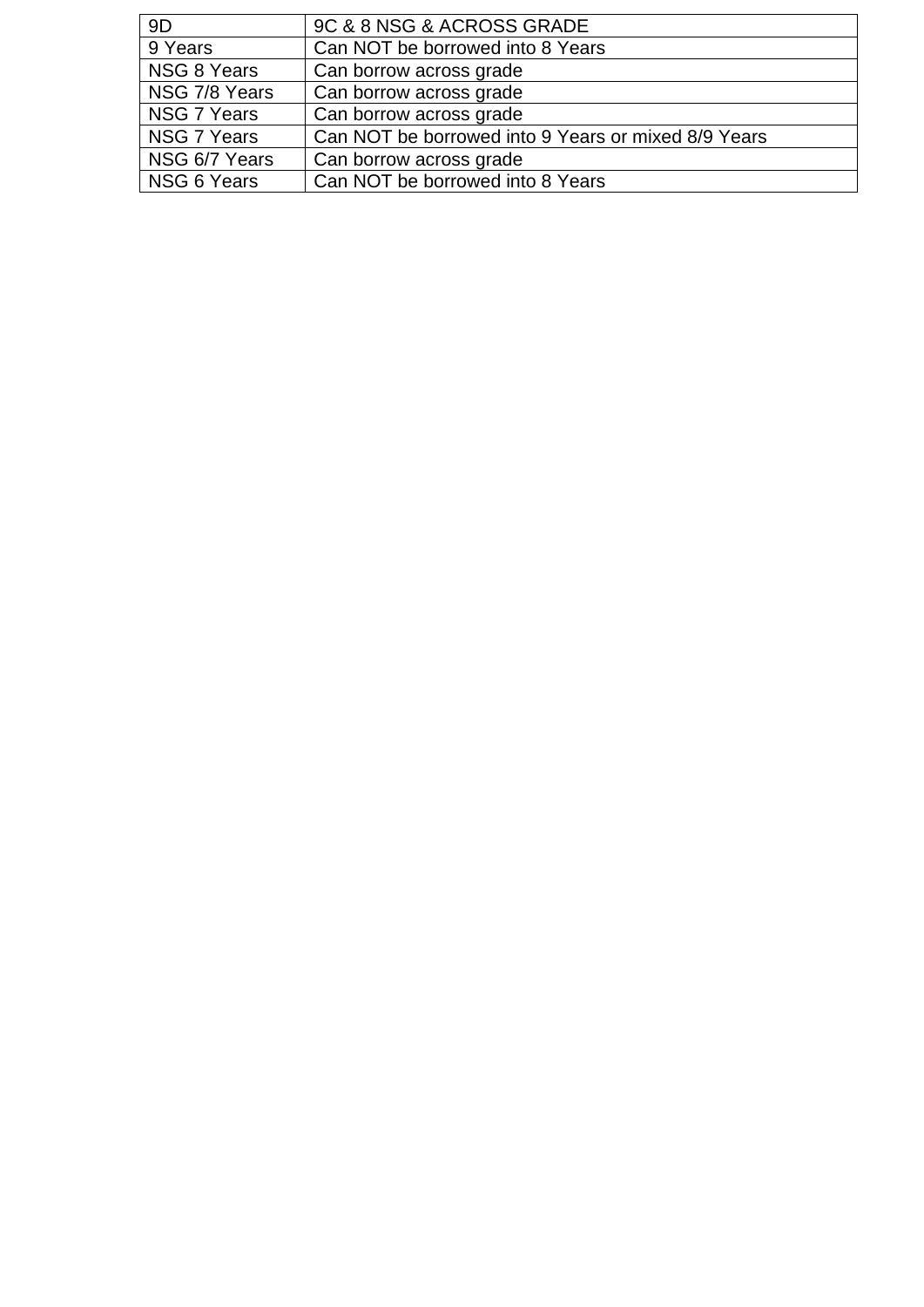| | |
|---|---|
| 9D | 9C & 8 NSG & ACROSS GRADE |
| 9 Years | Can NOT be borrowed into 8 Years |
| NSG 8 Years | Can borrow across grade |
| NSG 7/8 Years | Can borrow across grade |
| NSG 7 Years | Can borrow across grade |
| NSG 7 Years | Can NOT be borrowed into 9 Years or mixed 8/9 Years |
| NSG 6/7 Years | Can borrow across grade |
| NSG 6 Years | Can NOT be borrowed into 8 Years |